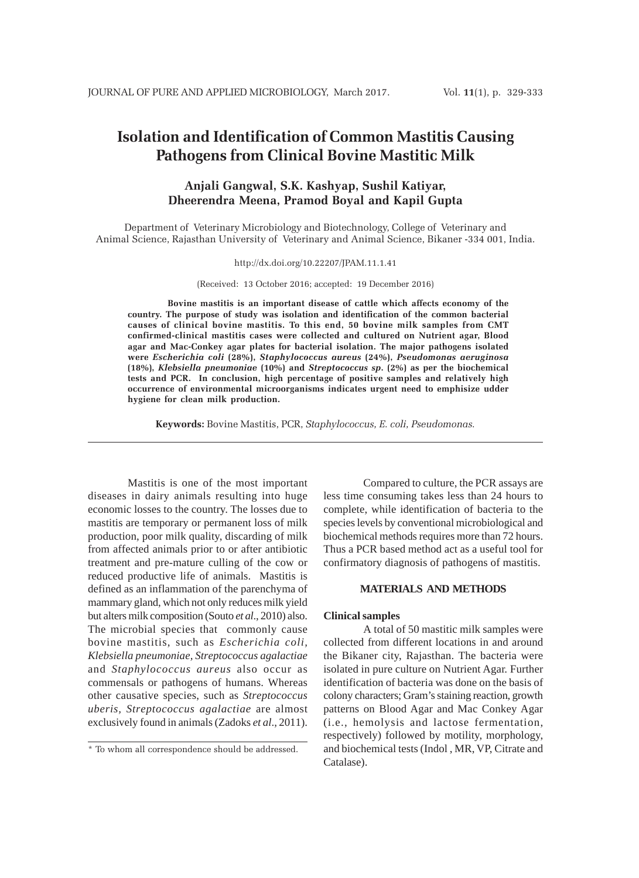# Isolation and Identification of Common Mastitis Causing Pathogens from Clinical Bovine Mastitic Milk

**Anjali Gangwal, S.K. Kashyap, Sushil Katiyar, Dheerendra Meena, Pramod Boyal and Kapil Gupta**

Department of Veterinary Microbiology and Biotechnology, College of Veterinary and Animal Science, Rajasthan University of Veterinary and Animal Science, Bikaner -334 001, India.

http://dx.doi.org/10.22207/JPAM.11.1.41

(Received: 13 October 2016; accepted: 19 December 2016)

**Bovine mastitis is an important disease of cattle which affects economy of the country. The purpose of study was isolation and identification of the common bacterial causes of clinical bovine mastitis. To this end, 50 bovine milk samples from CMT confirmed-clinical mastitis cases were collected and cultured on Nutrient agar, Blood agar and Mac-Conkey agar plates for bacterial isolation. The major pathogens isolated were *Escherichia coli* (28%), *Staphylococcus aureus* (24%), *Pseudomonas aeruginosa* (18%), *Klebsiella pneumoniae* (10%) and *Streptococcus sp.* (2%) as per the biochemical tests and PCR. In conclusion, high percentage of positive samples and relatively high occurrence of environmental microorganisms indicates urgent need to emphisize udder hygiene for clean milk production.**

**Keywords:** Bovine Mastitis, PCR, *Staphylococcus, E. coli, Pseudomonas.*

---

Mastitis is one of the most important diseases in dairy animals resulting into huge economic losses to the country. The losses due to mastitis are temporary or permanent loss of milk production, poor milk quality, discarding of milk from affected animals prior to or after antibiotic treatment and pre-mature culling of the cow or reduced productive life of animals. Mastitis is defined as an inflammation of the parenchyma of mammary gland, which not only reduces milk yield but alters milk composition (Souto *et al*., 2010) also. The microbial species that commonly cause bovine mastitis, such as *Escherichia coli*, *Klebsiella pneumoniae*, *Streptococcus agalactiae* and *Staphylococcus aureus* also occur as commensals or pathogens of humans. Whereas other causative species, such as *Streptococcus uberis*, *Streptococcus agalactiae* are almost exclusively found in animals (Zadoks *et al*., 2011).

Compared to culture, the PCR assays are less time consuming takes less than 24 hours to complete, while identification of bacteria to the species levels by conventional microbiological and biochemical methods requires more than 72 hours. Thus a PCR based method act as a useful tool for confirmatory diagnosis of pathogens of mastitis.

## MATERIALS AND METHODS

### Clinical samples

A total of 50 mastitic milk samples were collected from different locations in and around the Bikaner city, Rajasthan. The bacteria were isolated in pure culture on Nutrient Agar. Further identification of bacteria was done on the basis of colony characters; Gram's staining reaction, growth patterns on Blood Agar and Mac Conkey Agar (i.e., hemolysis and lactose fermentation, respectively) followed by motility, morphology, and biochemical tests (Indol , MR, VP, Citrate and Catalase).

\* To whom all correspondence should be addressed.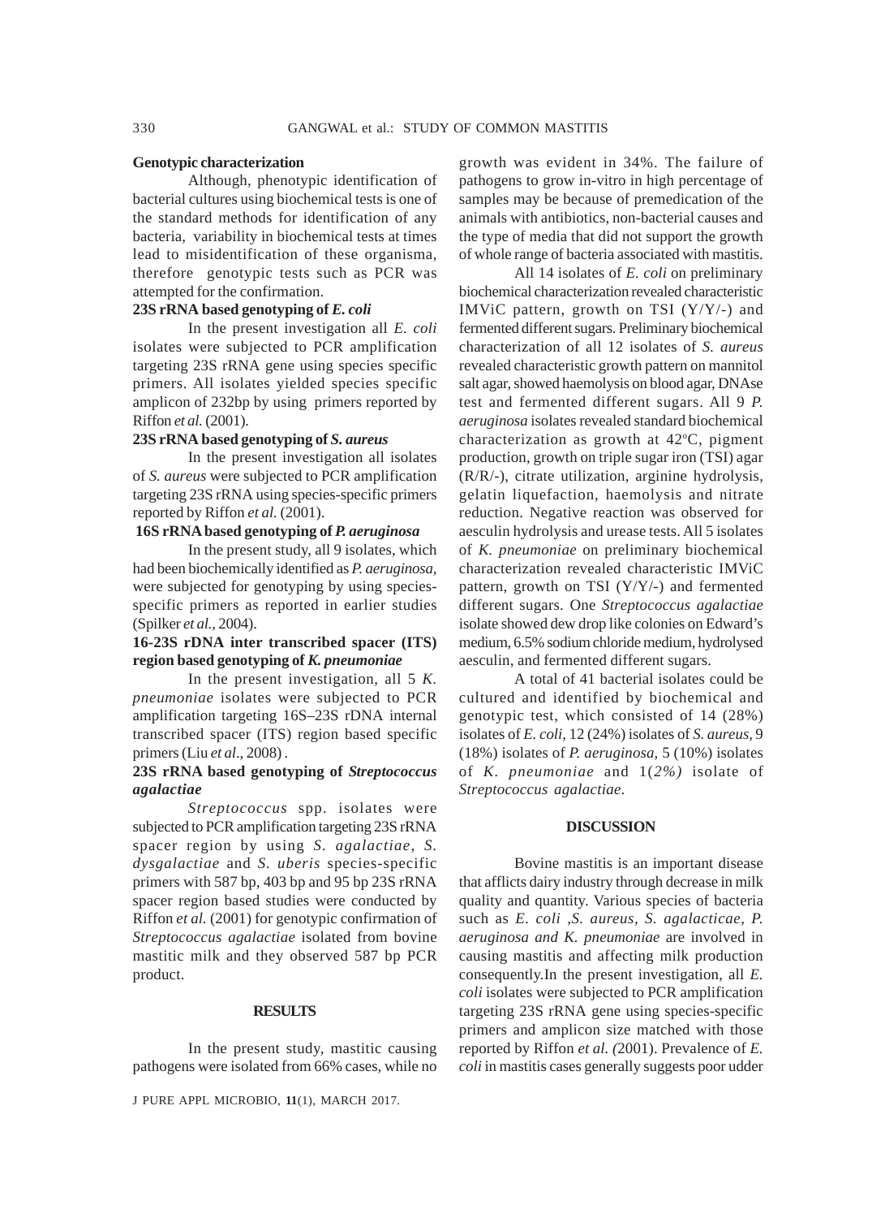### Genotypic characterization

Although, phenotypic identification of bacterial cultures using biochemical tests is one of the standard methods for identification of any bacteria, variability in biochemical tests at times lead to misidentification of these organisma, therefore genotypic tests such as PCR was attempted for the confirmation.

### 23S rRNA based genotyping of *E. coli*

In the present investigation all *E. coli* isolates were subjected to PCR amplification targeting 23S rRNA gene using species specific primers. All isolates yielded species specific amplicon of 232bp by using primers reported by Riffon *et al.* (2001).

### 23S rRNA based genotyping of *S. aureus*

In the present investigation all isolates of *S. aureus* were subjected to PCR amplification targeting 23S rRNA using species-specific primers reported by Riffon *et al.* (2001).

### 16S rRNA based genotyping of *P. aeruginosa*

In the present study, all 9 isolates, which had been biochemically identified as *P. aeruginosa,* were subjected for genotyping by using species-specific primers as reported in earlier studies (Spilker *et al.,* 2004).

### 16-23S rDNA inter transcribed spacer (ITS) region based genotyping of *K. pneumoniae*

In the present investigation, all 5 *K. pneumoniae* isolates were subjected to PCR amplification targeting 16S–23S rDNA internal transcribed spacer (ITS) region based specific primers (Liu *et al*., 2008) .

### 23S rRNA based genotyping of *Streptococcus agalactiae*

*Streptococcus* spp. isolates were subjected to PCR amplification targeting 23S rRNA spacer region by using *S. agalactiae, S. dysgalactiae* and *S. uberis* species-specific primers with 587 bp, 403 bp and 95 bp 23S rRNA spacer region based studies were conducted by Riffon *et al.* (2001) for genotypic confirmation of *Streptococcus agalactiae* isolated from bovine mastitic milk and they observed 587 bp PCR product.

## RESULTS

In the present study, mastitic causing pathogens were isolated from 66% cases, while no growth was evident in 34%. The failure of pathogens to grow in-vitro in high percentage of samples may be because of premedication of the animals with antibiotics, non-bacterial causes and the type of media that did not support the growth of whole range of bacteria associated with mastitis.

All 14 isolates of *E. coli* on preliminary biochemical characterization revealed characteristic IMViC pattern, growth on TSI (Y/Y/-) and fermented different sugars. Preliminary biochemical characterization of all 12 isolates of *S. aureus* revealed characteristic growth pattern on mannitol salt agar, showed haemolysis on blood agar, DNAse test and fermented different sugars. All 9 *P. aeruginosa* isolates revealed standard biochemical characterization as growth at 42°C, pigment production, growth on triple sugar iron (TSI) agar (R/R/-), citrate utilization, arginine hydrolysis, gelatin liquefaction, haemolysis and nitrate reduction. Negative reaction was observed for aesculin hydrolysis and urease tests. All 5 isolates of *K. pneumoniae* on preliminary biochemical characterization revealed characteristic IMViC pattern, growth on TSI (Y/Y/-) and fermented different sugars. One *Streptococcus agalactiae* isolate showed dew drop like colonies on Edward's medium, 6.5% sodium chloride medium, hydrolysed aesculin, and fermented different sugars.

A total of 41 bacterial isolates could be cultured and identified by biochemical and genotypic test, which consisted of 14 (28%) isolates of *E. coli*, 12 (24%) isolates of *S. aureus,* 9 (18%) isolates of *P. aeruginosa,* 5 (10%) isolates of *K. pneumoniae* and 1*(2%)* isolate of *Streptococcus agalactiae.*

## DISCUSSION

Bovine mastitis is an important disease that afflicts dairy industry through decrease in milk quality and quantity. Various species of bacteria such as *E. coli ,S. aureus, S. agalacticae, P. aeruginosa and K. pneumoniae* are involved in causing mastitis and affecting milk production consequently.In the present investigation, all *E. coli* isolates were subjected to PCR amplification targeting 23S rRNA gene using species-specific primers and amplicon size matched with those reported by Riffon *et al. (*2001). Prevalence of *E. coli* in mastitis cases generally suggests poor udder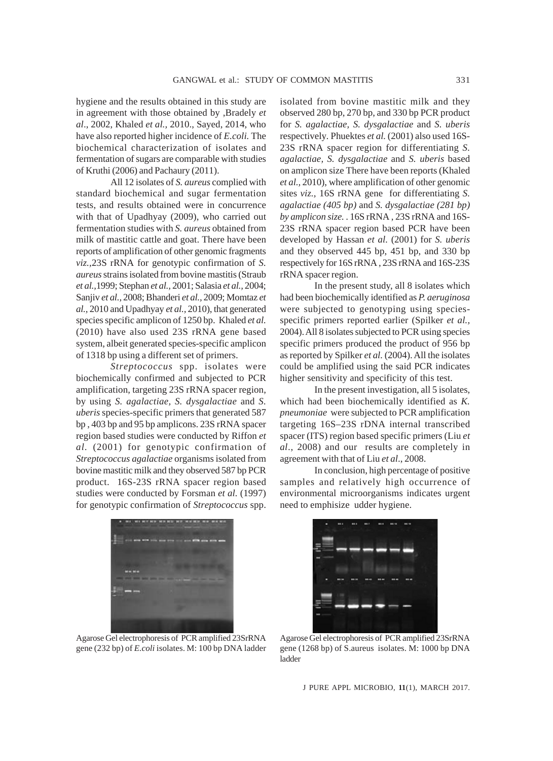hygiene and the results obtained in this study are in agreement with those obtained by ,Bradely *et al*., 2002, Khaled *et al.,* 2010., Sayed, 2014, who have also reported higher incidence of *E.coli.* The biochemical characterization of isolates and fermentation of sugars are comparable with studies of Kruthi (2006) and Pachaury (2011).

All 12 isolates of *S. aureus* complied with standard biochemical and sugar fermentation tests, and results obtained were in concurrence with that of Upadhyay (2009), who carried out fermentation studies with *S. aureus* obtained from milk of mastitic cattle and goat. There have been reports of amplification of other genomic fragments *viz.,*23S rRNA for genotypic confirmation of *S. aureus* strains isolated from bovine mastitis (Straub *et al.,*1999; Stephan *et al.,* 2001; Salasia *et al.,* 2004; Sanjiv *et al.,* 2008; Bhanderi *et al.,* 2009; Momtaz *et al.,* 2010 and Upadhyay *et al.,* 2010), that generated species specific amplicon of 1250 bp. Khaled *et al.* (2010) have also used 23S rRNA gene based system, albeit generated species-specific amplicon of 1318 bp using a different set of primers.

*Streptococcus* spp. isolates were biochemically confirmed and subjected to PCR amplification, targeting 23S rRNA spacer region, by using *S. agalactiae, S. dysgalactiae* and *S. uberis* species-specific primers that generated 587 bp , 403 bp and 95 bp amplicons. 23S rRNA spacer region based studies were conducted by Riffon *et al.* (2001) for genotypic confirmation of *Streptococcus agalactiae* organisms isolated from bovine mastitic milk and they observed 587 bp PCR product. 16S-23S rRNA spacer region based studies were conducted by Forsman *et al.* (1997) for genotypic confirmation of *Streptococcus* spp. isolated from bovine mastitic milk and they observed 280 bp, 270 bp, and 330 bp PCR product for *S. agalactiae, S. dysgalactiae* and *S. uberis* respectively. Phuektes *et al.* (2001) also used 16S-23S rRNA spacer region for differentiating *S. agalactiae, S. dysgalactiae* and *S. uberis* based on amplicon size There have been reports (Khaled *et al.,* 2010), where amplification of other genomic sites *viz.,* 16S rRNA gene for differentiating *S. agalactiae (405 bp)* and *S. dysgalactiae (281 bp) by amplicon size.* . 16S rRNA , 23S rRNA and 16S-23S rRNA spacer region based PCR have been developed by Hassan *et al.* (2001) for *S. uberis* and they observed 445 bp, 451 bp, and 330 bp respectively for 16S rRNA , 23S rRNA and 16S-23S rRNA spacer region.

In the present study, all 8 isolates which had been biochemically identified as *P. aeruginosa* were subjected to genotyping using species-specific primers reported earlier (Spilker *et al.,* 2004). All 8 isolates subjected to PCR using species specific primers produced the product of 956 bp as reported by Spilker *et al.* (2004). All the isolates could be amplified using the said PCR indicates higher sensitivity and specificity of this test.

In the present investigation, all 5 isolates, which had been biochemically identified as *K. pneumoniae* were subjected to PCR amplification targeting 16S–23S rDNA internal transcribed spacer (ITS) region based specific primers (Liu *et al*., 2008) and our results are completely in agreement with that of Liu *et al*., 2008.

In conclusion, high percentage of positive samples and relatively high occurrence of environmental microorganisms indicates urgent need to emphisize udder hygiene.

Agarose Gel electrophoresis of PCR amplified 23SrRNA gene (232 bp) of *E.coli* isolates. M: 100 bp DNA ladder

Agarose Gel electrophoresis of PCR amplified 23SrRNA gene (1268 bp) of S.aureus isolates. M: 1000 bp DNA ladder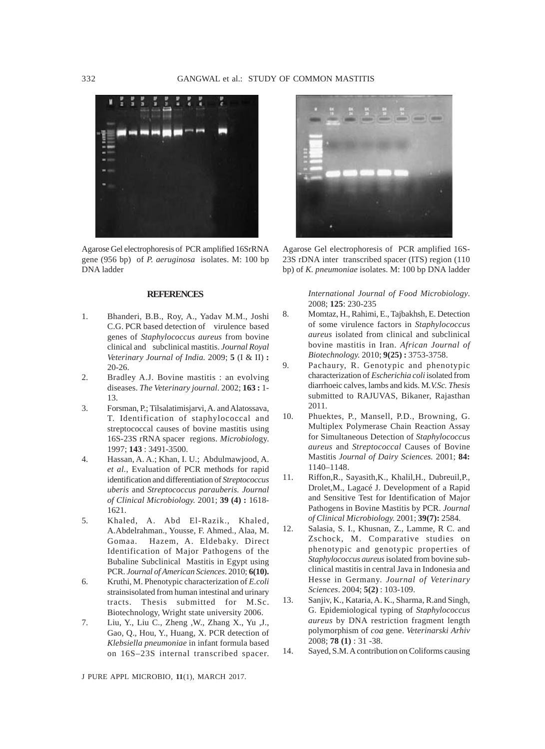Agarose Gel electrophoresis of PCR amplified 16SrRNA gene (956 bp) of *P. aeruginosa* isolates. M: 100 bp DNA ladder

Agarose Gel electrophoresis of PCR amplified 16S-23S rDNA inter transcribed spacer (ITS) region (110 bp) of *K. pneumoniae* isolates. M: 100 bp DNA ladder

## REFERENCES

1. Bhanderi, B.B., Roy, A., Yadav M.M., Joshi C.G. PCR based detection of virulence based genes of *Staphylococcus aureus* from bovine clinical and subclinical mastitis. *Journal Royal Veterinary Journal of India.* 2009; **5** (I & II) **:** 20-26.
2. Bradley A.J. Bovine mastitis : an evolving diseases. *The Veterinary journal.* 2002; **163 :** 1-13.
3. Forsman, P.; Tilsalatimisjarvi, A. and Alatossava, T. Identification of staphylococcal and streptococcal causes of bovine mastitis using 16S-23S rRNA spacer regions. *Microbiol*ogy. 1997; **143** : 3491-3500.
4. Hassan, A. A.; Khan, I. U.; Abdulmawjood, A. *et al.*, Evaluation of PCR methods for rapid identification and differentiation of *Streptococcus uberis* and *Streptococcus parauberis. Journal of Clinical Microbiology.* 2001; **39 (4) :** 1618-1621.
5. Khaled, A. Abd El-Razik., Khaled, A.Abdelrahman., Yousse, F. Ahmed., Alaa, M. Gomaa. Hazem, A. Eldebaky. Direct Identification of Major Pathogens of the Bubaline Subclinical Mastitis in Egypt using PCR. *Journal of American Sciences.* 2010; **6(10).**
6. Kruthi, M. Phenotypic characterization of *E.coli* strainsisolated from human intestinal and urinary tracts. Thesis submitted for M.Sc. Biotechnology, Wright state university 2006.
7. Liu, Y., Liu C., Zheng ,W., Zhang X., Yu ,J., Gao, Q., Hou, Y., Huang, X. PCR detection of *Klebsiella pneumoniae* in infant formula based on 16S–23S internal transcribed spacer. *International Journal of Food Microbiology.* 2008; **125**: 230-235
8. Momtaz, H., Rahimi, E., Tajbakhsh, E. Detection of some virulence factors in *Staphylococcus aureus* isolated from clinical and subclinical bovine mastitis in Iran. *African Journal of Biotechnology.* 2010; **9(25) :** 3753-3758.
9. Pachaury, R. Genotypic and phenotypic characterization of *Escherichia coli* isolated from diarrhoeic calves, lambs and kids. M.*V.Sc. Thesis* submitted to RAJUVAS, Bikaner, Rajasthan 2011.
10. Phuektes, P., Mansell, P.D., Browning, G. Multiplex Polymerase Chain Reaction Assay for Simultaneous Detection of *Staphylococcus aureus* and *Streptococcal* Causes of Bovine Mastitis *Journal of Dairy Sciences.* 2001; **84:** 1140–1148.
11. Riffon,R., Sayasith,K., Khalil,H., Dubreuil,P., Drolet,M., Lagacé J. Development of a Rapid and Sensitive Test for Identification of Major Pathogens in Bovine Mastitis by PCR. *Journal of Clinical Microbiology.* 2001; **39(7):** 2584.
12. Salasia, S. I., Khusnan, Z., Lamme, R C. and Zschock, M. Comparative studies on phenotypic and genotypic properties of *Staphylococcus aureus* isolated from bovine sub-clinical mastitis in central Java in Indonesia and Hesse in Germany. *Journal of Veterinary Sciences*. 2004; **5(2)** : 103-109.
13. Sanjiv, K., Kataria, A. K., Sharma, R.and Singh, G. Epidemiological typing of *Staphylococcus aureus* by DNA restriction fragment length polymorphism of *coa* gene. *Veterinarski Arhiv* 2008; **78 (1)** : 31 -38.
14. Sayed, S.M. A contribution on Coliforms causing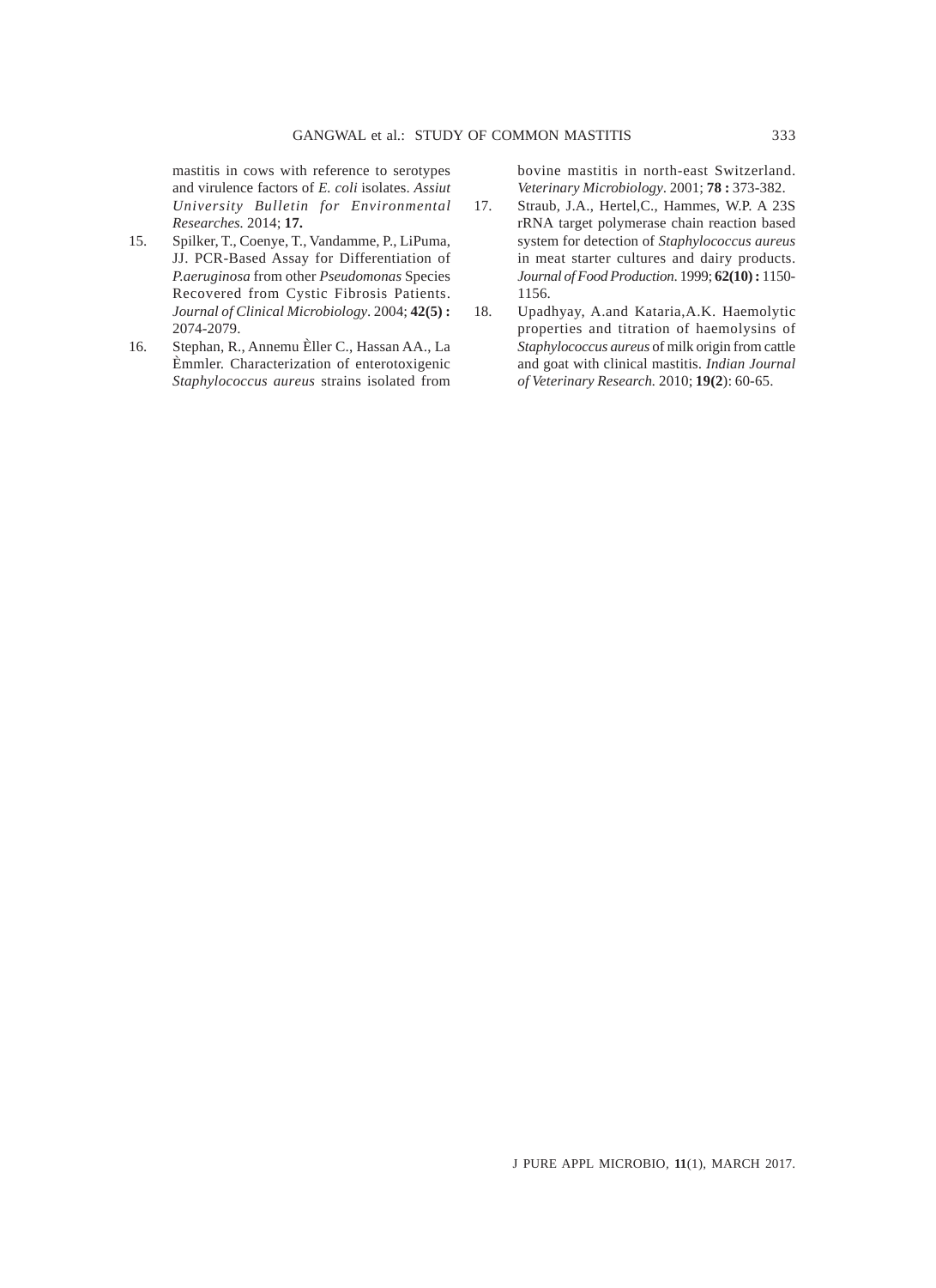mastitis in cows with reference to serotypes and virulence factors of *E. coli* isolates. *Assiut University Bulletin for Environmental Researches.* 2014; **17.**

15. Spilker, T., Coenye, T., Vandamme, P., LiPuma, JJ. PCR-Based Assay for Differentiation of *P.aeruginosa* from other *Pseudomonas* Species Recovered from Cystic Fibrosis Patients. *Journal of Clinical Microbiology*. 2004; **42(5) :** 2074-2079.

16. Stephan, R., Annemu Èller C., Hassan AA., La Èmmler. Characterization of enterotoxigenic *Staphylococcus aureus* strains isolated from bovine mastitis in north-east Switzerland. *Veterinary Microbiology*. 2001; **78 :** 373-382.

17. Straub, J.A., Hertel,C., Hammes, W.P. A 23S rRNA target polymerase chain reaction based system for detection of *Staphylococcus aureus* in meat starter cultures and dairy products. *Journal of Food Production.* 1999; **62(10) :** 1150-1156.

18. Upadhyay, A.and Kataria,A.K. Haemolytic properties and titration of haemolysins of *Staphylococcus aureus* of milk origin from cattle and goat with clinical mastitis. *Indian Journal of Veterinary Research.* 2010; **19(2**): 60-65.